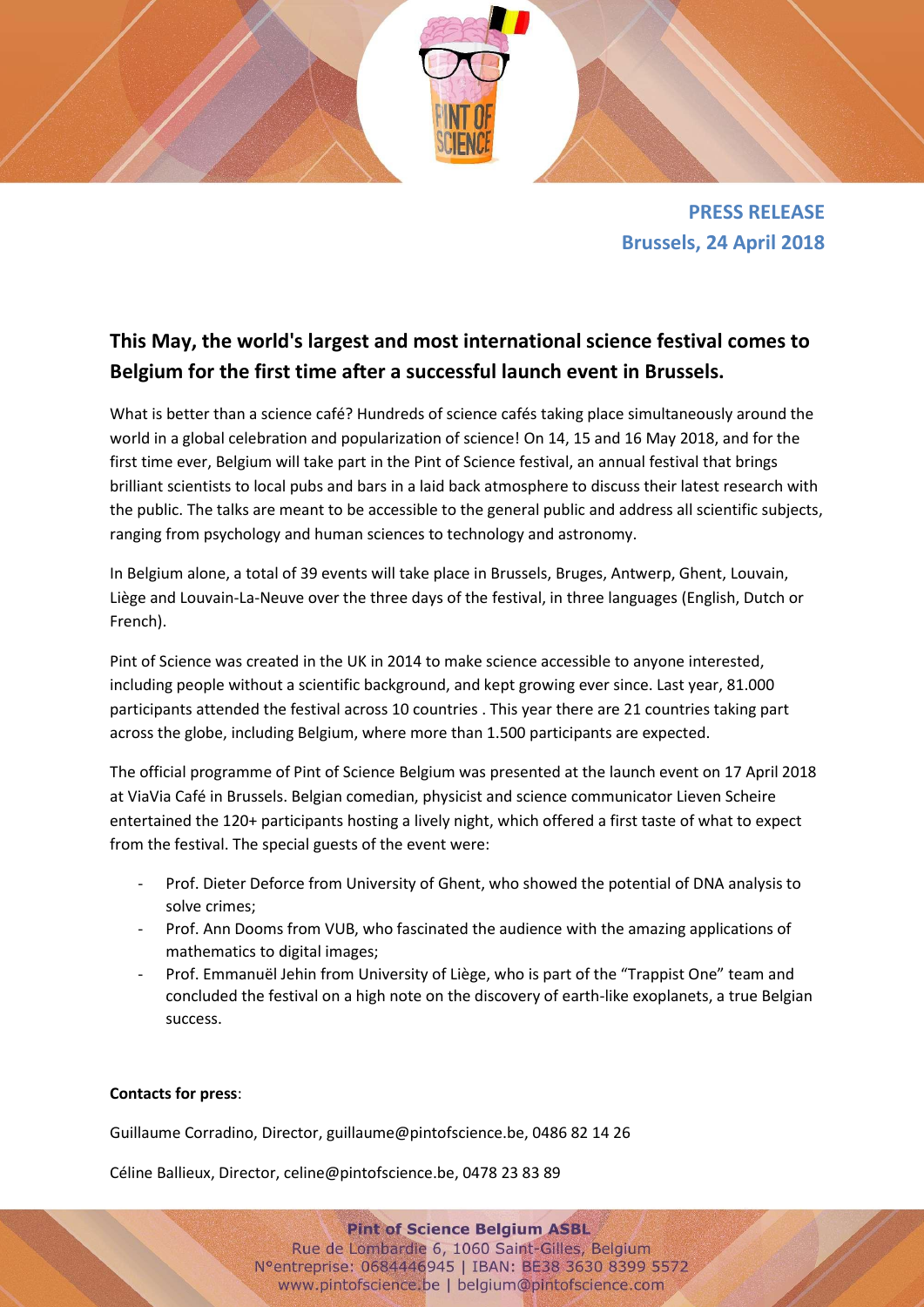**PRESS RELEASE**
**Brussels, 24 April 2018**

## This May, the world's largest and most international science festival comes to Belgium for the first time after a successful launch event in Brussels.

What is better than a science café? Hundreds of science cafés taking place simultaneously around the world in a global celebration and popularization of science! On 14, 15 and 16 May 2018, and for the first time ever, Belgium will take part in the Pint of Science festival, an annual festival that brings brilliant scientists to local pubs and bars in a laid back atmosphere to discuss their latest research with the public. The talks are meant to be accessible to the general public and address all scientific subjects, ranging from psychology and human sciences to technology and astronomy.

In Belgium alone, a total of 39 events will take place in Brussels, Bruges, Antwerp, Ghent, Louvain, Liège and Louvain-La-Neuve over the three days of the festival, in three languages (English, Dutch or French).

Pint of Science was created in the UK in 2014 to make science accessible to anyone interested, including people without a scientific background, and kept growing ever since. Last year, 81.000 participants attended the festival across 10 countries . This year there are 21 countries taking part across the globe, including Belgium, where more than 1.500 participants are expected.

The official programme of Pint of Science Belgium was presented at the launch event on 17 April 2018 at ViaVia Café in Brussels. Belgian comedian, physicist and science communicator Lieven Scheire entertained the 120+ participants hosting a lively night, which offered a first taste of what to expect from the festival. The special guests of the event were:

- Prof. Dieter Deforce from University of Ghent, who showed the potential of DNA analysis to solve crimes;
- Prof. Ann Dooms from VUB, who fascinated the audience with the amazing applications of mathematics to digital images;
- Prof. Emmanuël Jehin from University of Liège, who is part of the "Trappist One" team and concluded the festival on a high note on the discovery of earth-like exoplanets, a true Belgian success.

**Contacts for press**:

Guillaume Corradino, Director, guillaume@pintofscience.be, 0486 82 14 26

Céline Ballieux, Director, celine@pintofscience.be, 0478 23 83 89

**Pint of Science Belgium ASBL**
Rue de Lombardie 6, 1060 Saint-Gilles, Belgium
N°entreprise: 0684446945 | IBAN: BE38 3630 8399 5572
www.pintofscience.be | belgium@pintofscience.com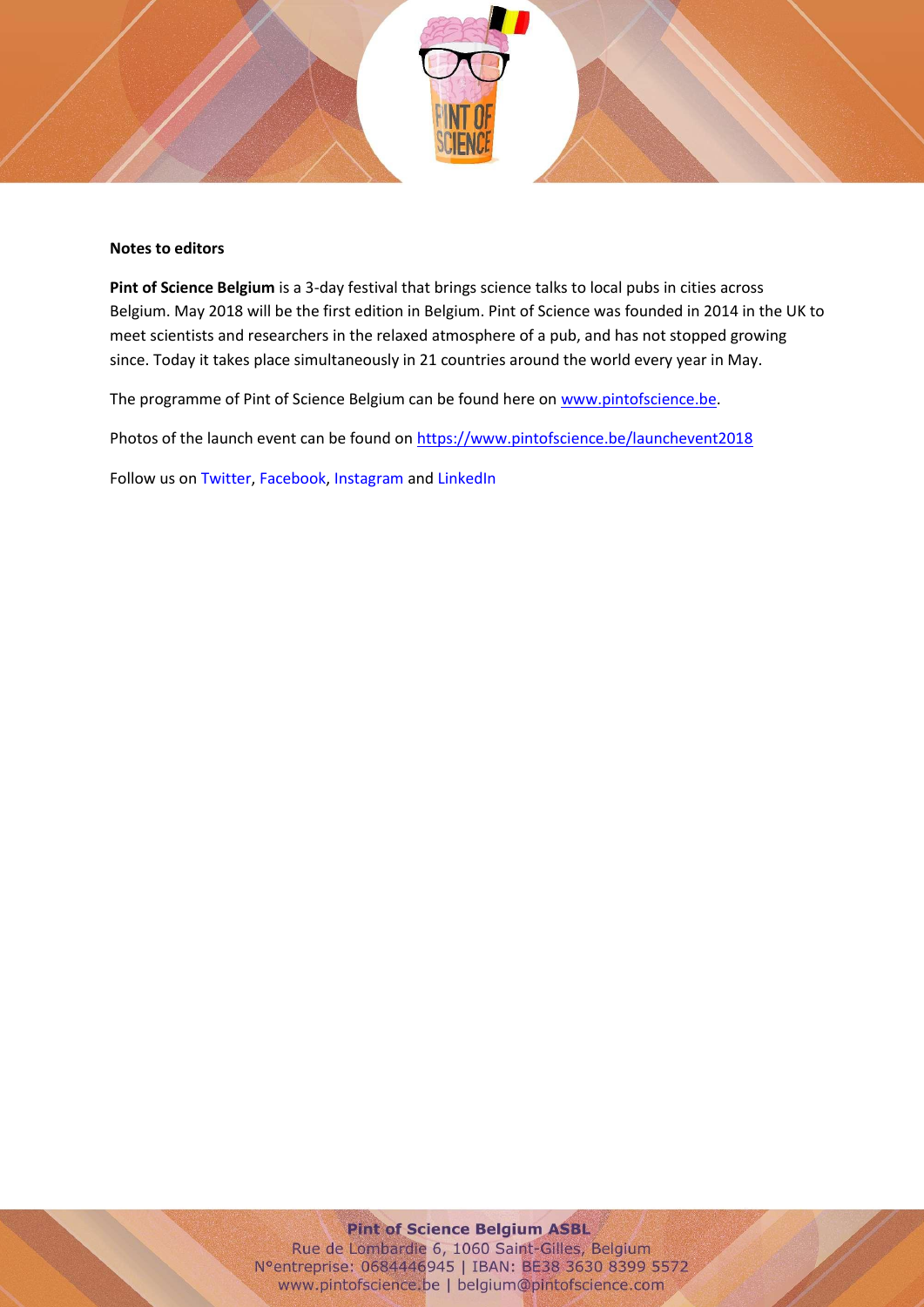**Notes to editors**

**Pint of Science Belgium** is a 3-day festival that brings science talks to local pubs in cities across Belgium. May 2018 will be the first edition in Belgium. Pint of Science was founded in 2014 in the UK to meet scientists and researchers in the relaxed atmosphere of a pub, and has not stopped growing since. Today it takes place simultaneously in 21 countries around the world every year in May.

The programme of Pint of Science Belgium can be found here on www.pintofscience.be.

Photos of the launch event can be found on https://www.pintofscience.be/launchevent2018

Follow us on Twitter, Facebook, Instagram and LinkedIn

**Pint of Science Belgium ASBL**
Rue de Lombardie 6, 1060 Saint-Gilles, Belgium
N°entreprise: 0684446945 | IBAN: BE38 3630 8399 5572
www.pintofscience.be | belgium@pintofscience.com